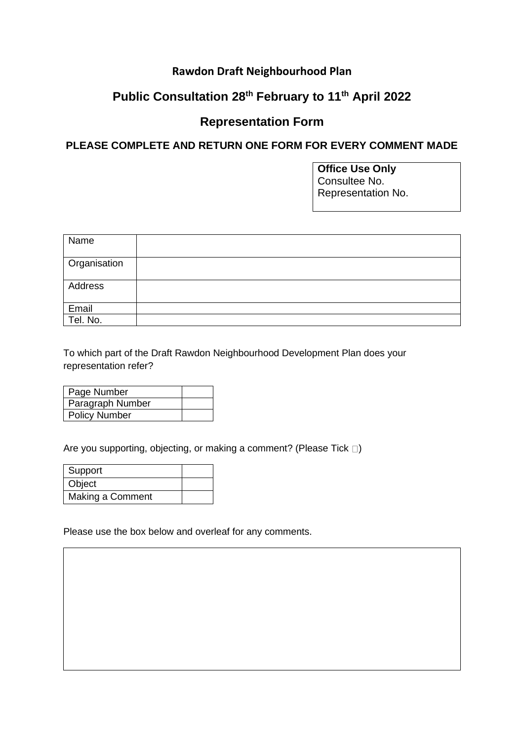## Rawdon Draft Neighbourhood Plan

# Public Consultation 28th February to 11th April 2022

## Representation Form

**PLEASE COMPLETE AND RETURN ONE FORM FOR EVERY COMMENT MADE**

| **Office Use Only** |
|---|
| Consultee No. |
| Representation No. |

| | |
|---|---|
| Name | |
| Organisation | |
| Address | |
| Email | |
| Tel. No. | |

To which part of the Draft Rawdon Neighbourhood Development Plan does your representation refer?

| | |
|---|---|
| Page Number | |
| Paragraph Number | |
| Policy Number | |

Are you supporting, objecting, or making a comment? (Please Tick □)

| | |
|---|---|
| Support | |
| Object | |
| Making a Comment | |

Please use the box below and overleaf for any comments.

| |
|---|
| |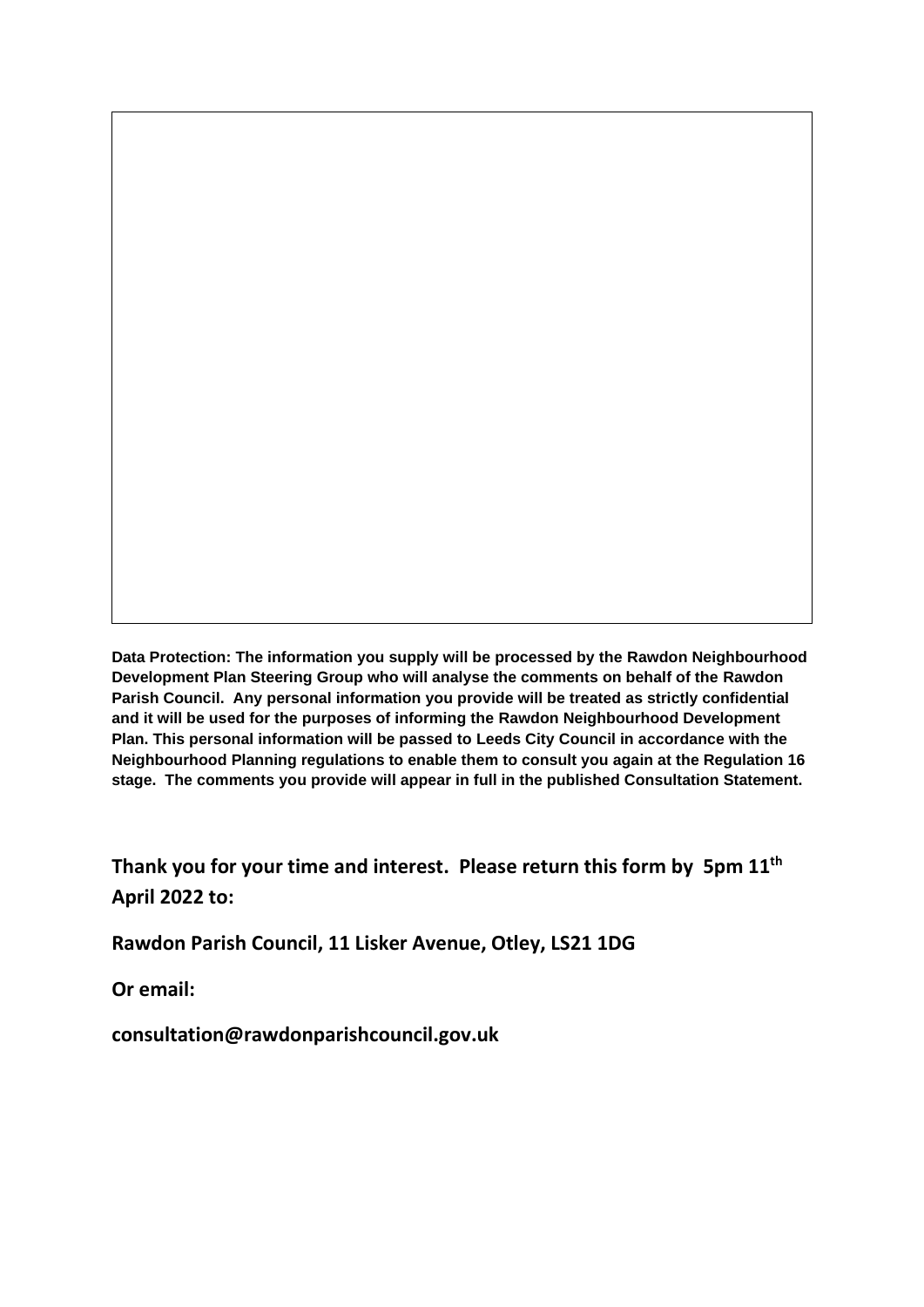**Data Protection: The information you supply will be processed by the Rawdon Neighbourhood Development Plan Steering Group who will analyse the comments on behalf of the Rawdon Parish Council. Any personal information you provide will be treated as strictly confidential and it will be used for the purposes of informing the Rawdon Neighbourhood Development Plan. This personal information will be passed to Leeds City Council in accordance with the Neighbourhood Planning regulations to enable them to consult you again at the Regulation 16 stage. The comments you provide will appear in full in the published Consultation Statement.**

**Thank you for your time and interest. Please return this form by 5pm 11th April 2022 to:**

**Rawdon Parish Council, 11 Lisker Avenue, Otley, LS21 1DG**

**Or email:**

**consultation@rawdonparishcouncil.gov.uk**